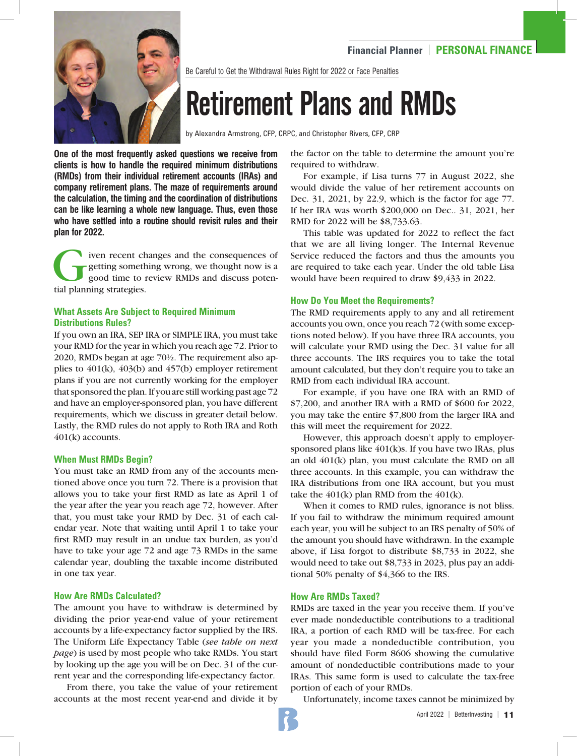Be Careful to Get the Withdrawal Rules Right for 2022 or Face Penalties

# Retirement Plans and RMDs

by Alexandra Armstrong, CFP, CRPC, and Christopher Rivers, CFP, CRP

**One of the most frequently asked questions we receive from clients is how to handle the required minimum distributions (RMDs) from their individual retirement accounts (IRAs) and company retirement plans. The maze of requirements around the calculation, the timing and the coordination of distributions can be like learning a whole new language. Thus, even those who have settled into a routine should revisit rules and their plan for 2022.**

Given recent changes and the consequences of getting something wrong, we thought now is a good time to review RMDs and discuss potential planning strategies.

### What Assets Are Subject to Required Minimum Distributions Rules?

If you own an IRA, SEP IRA or SIMPLE IRA, you must take your RMD for the year in which you reach age 72. Prior to 2020, RMDs began at age 70½. The requirement also applies to 401(k), 403(b) and 457(b) employer retirement plans if you are not currently working for the employer that sponsored the plan. If you are still working past age 72 and have an employer-sponsored plan, you have different requirements, which we discuss in greater detail below. Lastly, the RMD rules do not apply to Roth IRA and Roth 401(k) accounts.

### When Must RMDs Begin?

You must take an RMD from any of the accounts mentioned above once you turn 72. There is a provision that allows you to take your first RMD as late as April 1 of the year after the year you reach age 72, however. After that, you must take your RMD by Dec. 31 of each calendar year. Note that waiting until April 1 to take your first RMD may result in an undue tax burden, as you'd have to take your age 72 and age 73 RMDs in the same calendar year, doubling the taxable income distributed in one tax year.

### How Are RMDs Calculated?

The amount you have to withdraw is determined by dividing the prior year-end value of your retirement accounts by a life-expectancy factor supplied by the IRS. The Uniform Life Expectancy Table (*see table on next page*) is used by most people who take RMDs. You start by looking up the age you will be on Dec. 31 of the current year and the corresponding life-expectancy factor.

From there, you take the value of your retirement accounts at the most recent year-end and divide it by the factor on the table to determine the amount you're required to withdraw.

For example, if Lisa turns 77 in August 2022, she would divide the value of her retirement accounts on Dec. 31, 2021, by 22.9, which is the factor for age 77. If her IRA was worth $200,000 on Dec.. 31, 2021, her RMD for 2022 will be $8,733.63.

This table was updated for 2022 to reflect the fact that we are all living longer. The Internal Revenue Service reduced the factors and thus the amounts you are required to take each year. Under the old table Lisa would have been required to draw $9,433 in 2022.

### How Do You Meet the Requirements?

The RMD requirements apply to any and all retirement accounts you own, once you reach 72 (with some exceptions noted below). If you have three IRA accounts, you will calculate your RMD using the Dec. 31 value for all three accounts. The IRS requires you to take the total amount calculated, but they don't require you to take an RMD from each individual IRA account.

For example, if you have one IRA with an RMD of $7,200, and another IRA with a RMD of $600 for 2022, you may take the entire $7,800 from the larger IRA and this will meet the requirement for 2022.

However, this approach doesn't apply to employer-sponsored plans like 401(k)s. If you have two IRAs, plus an old 401(k) plan, you must calculate the RMD on all three accounts. In this example, you can withdraw the IRA distributions from one IRA account, but you must take the 401(k) plan RMD from the 401(k).

When it comes to RMD rules, ignorance is not bliss. If you fail to withdraw the minimum required amount each year, you will be subject to an IRS penalty of 50% of the amount you should have withdrawn. In the example above, if Lisa forgot to distribute $8,733 in 2022, she would need to take out $8,733 in 2023, plus pay an additional 50% penalty of $4,366 to the IRS.

### How Are RMDs Taxed?

RMDs are taxed in the year you receive them. If you've ever made nondeductible contributions to a traditional IRA, a portion of each RMD will be tax-free. For each year you made a nondeductible contribution, you should have filed Form 8606 showing the cumulative amount of nondeductible contributions made to your IRAs. This same form is used to calculate the tax-free portion of each of your RMDs.

Unfortunately, income taxes cannot be minimized by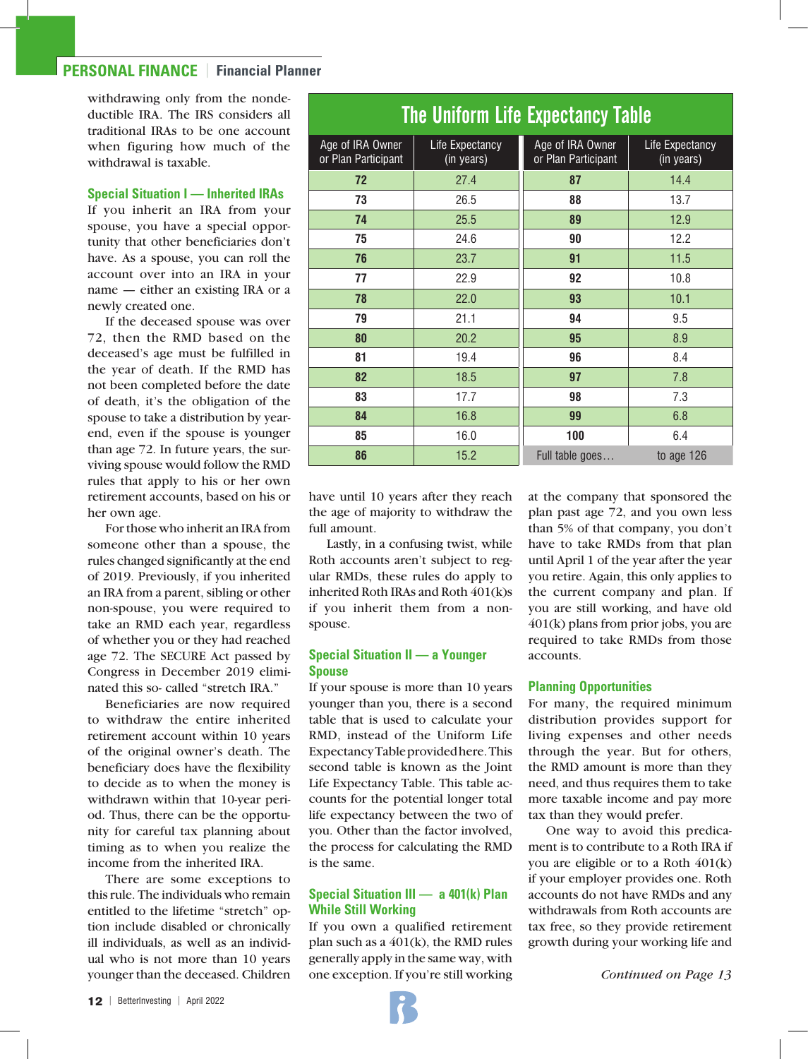withdrawing only from the nondeductible IRA. The IRS considers all traditional IRAs to be one account when figuring how much of the withdrawal is taxable.

### Special Situation I — Inherited IRAs

If you inherit an IRA from your spouse, you have a special opportunity that other beneficiaries don't have. As a spouse, you can roll the account over into an IRA in your name — either an existing IRA or a newly created one.

If the deceased spouse was over 72, then the RMD based on the deceased's age must be fulfilled in the year of death. If the RMD has not been completed before the date of death, it's the obligation of the spouse to take a distribution by year-end, even if the spouse is younger than age 72. In future years, the surviving spouse would follow the RMD rules that apply to his or her own retirement accounts, based on his or her own age.

For those who inherit an IRA from someone other than a spouse, the rules changed significantly at the end of 2019. Previously, if you inherited an IRA from a parent, sibling or other non-spouse, you were required to take an RMD each year, regardless of whether you or they had reached age 72. The SECURE Act passed by Congress in December 2019 eliminated this so-called "stretch IRA."

Beneficiaries are now required to withdraw the entire inherited retirement account within 10 years of the original owner's death. The beneficiary does have the flexibility to decide as to when the money is withdrawn within that 10-year period. Thus, there can be the opportunity for careful tax planning about timing as to when you realize the income from the inherited IRA.

There are some exceptions to this rule. The individuals who remain entitled to the lifetime "stretch" option include disabled or chronically ill individuals, as well as an individual who is not more than 10 years younger than the deceased. Children have until 10 years after they reach the age of majority to withdraw the full amount.

Lastly, in a confusing twist, while Roth accounts aren't subject to regular RMDs, these rules do apply to inherited Roth IRAs and Roth 401(k)s if you inherit them from a non-spouse.

### Special Situation II — a Younger Spouse

If your spouse is more than 10 years younger than you, there is a second table that is used to calculate your RMD, instead of the Uniform Life Expectancy Table provided here. This second table is known as the Joint Life Expectancy Table. This table accounts for the potential longer total life expectancy between the two of you. Other than the factor involved, the process for calculating the RMD is the same.

### Special Situation III — a 401(k) Plan While Still Working

If you own a qualified retirement plan such as a 401(k), the RMD rules generally apply in the same way, with one exception. If you're still working at the company that sponsored the plan past age 72, and you own less than 5% of that company, you don't have to take RMDs from that plan until April 1 of the year after the year you retire. Again, this only applies to the current company and plan. If you are still working, and have old 401(k) plans from prior jobs, you are required to take RMDs from those accounts.

### Planning Opportunities

For many, the required minimum distribution provides support for living expenses and other needs through the year. But for others, the RMD amount is more than they need, and thus requires them to take more taxable income and pay more tax than they would prefer.

One way to avoid this predicament is to contribute to a Roth IRA if you are eligible or to a Roth 401(k) if your employer provides one. Roth accounts do not have RMDs and any withdrawals from Roth accounts are tax free, so they provide retirement growth during your working life and

*Continued on Page 13*

## The Uniform Life Expectancy Table

| Age of IRA Owner or Plan Participant | Life Expectancy (in years) | Age of IRA Owner or Plan Participant | Life Expectancy (in years) |
|---|---|---|---|
| **72** | 27.4 | **87** | 14.4 |
| **73** | 26.5 | **88** | 13.7 |
| **74** | 25.5 | **89** | 12.9 |
| **75** | 24.6 | **90** | 12.2 |
| **76** | 23.7 | **91** | 11.5 |
| **77** | 22.9 | **92** | 10.8 |
| **78** | 22.0 | **93** | 10.1 |
| **79** | 21.1 | **94** | 9.5 |
| **80** | 20.2 | **95** | 8.9 |
| **81** | 19.4 | **96** | 8.4 |
| **82** | 18.5 | **97** | 7.8 |
| **83** | 17.7 | **98** | 7.3 |
| **84** | 16.8 | **99** | 6.8 |
| **85** | 16.0 | **100** | 6.4 |
| **86** | 15.2 | Full table goes… | to age 126 |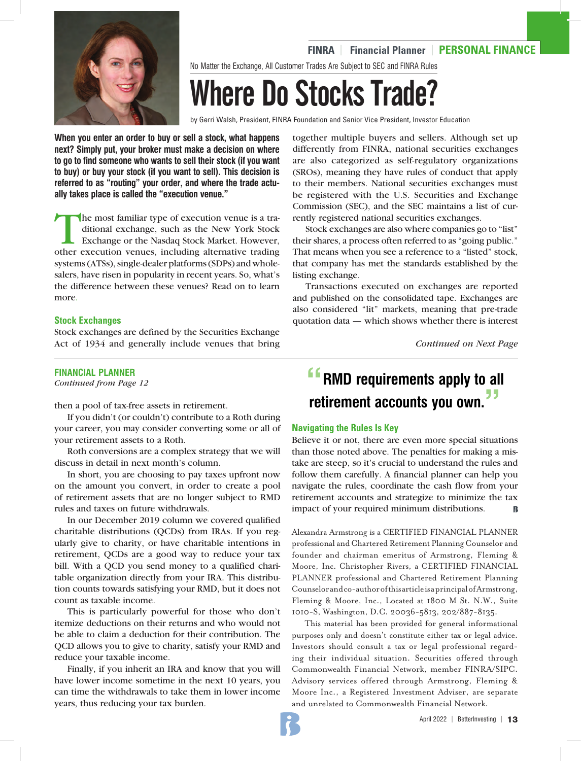FINRA | Financial Planner | PERSONAL FINANCE

No Matter the Exchange, All Customer Trades Are Subject to SEC and FINRA Rules

# Where Do Stocks Trade?

by Gerri Walsh, President, FINRA Foundation and Senior Vice President, Investor Education

**When you enter an order to buy or sell a stock, what happens next? Simply put, your broker must make a decision on where to go to find someone who wants to sell their stock (if you want to buy) or buy your stock (if you want to sell). This decision is referred to as "routing" your order, and where the trade actually takes place is called the "execution venue."**

The most familiar type of execution venue is a traditional exchange, such as the New York Stock Exchange or the Nasdaq Stock Market. However, other execution venues, including alternative trading systems (ATSs), single-dealer platforms (SDPs) and wholesalers, have risen in popularity in recent years. So, what's the difference between these venues? Read on to learn more.

## Stock Exchanges

Stock exchanges are defined by the Securities Exchange Act of 1934 and generally include venues that bring together multiple buyers and sellers. Although set up differently from FINRA, national securities exchanges are also categorized as self-regulatory organizations (SROs), meaning they have rules of conduct that apply to their members. National securities exchanges must be registered with the U.S. Securities and Exchange Commission (SEC), and the SEC maintains a list of currently registered national securities exchanges.

Stock exchanges are also where companies go to "list" their shares, a process often referred to as "going public." That means when you see a reference to a "listed" stock, that company has met the standards established by the listing exchange.

Transactions executed on exchanges are reported and published on the consolidated tape. Exchanges are also considered "lit" markets, meaning that pre-trade quotation data — which shows whether there is interest

*Continued on Next Page*

---

## FINANCIAL PLANNER

*Continued from Page 12*

then a pool of tax-free assets in retirement.

If you didn't (or couldn't) contribute to a Roth during your career, you may consider converting some or all of your retirement assets to a Roth.

Roth conversions are a complex strategy that we will discuss in detail in next month's column.

In short, you are choosing to pay taxes upfront now on the amount you convert, in order to create a pool of retirement assets that are no longer subject to RMD rules and taxes on future withdrawals.

In our December 2019 column we covered qualified charitable distributions (QCDs) from IRAs. If you regularly give to charity, or have charitable intentions in retirement, QCDs are a good way to reduce your tax bill. With a QCD you send money to a qualified charitable organization directly from your IRA. This distribution counts towards satisfying your RMD, but it does not count as taxable income.

This is particularly powerful for those who don't itemize deductions on their returns and who would not be able to claim a deduction for their contribution. The QCD allows you to give to charity, satisfy your RMD and reduce your taxable income.

Finally, if you inherit an IRA and know that you will have lower income sometime in the next 10 years, you can time the withdrawals to take them in lower income years, thus reducing your tax burden.

> **"RMD requirements apply to all retirement accounts you own."**

### Navigating the Rules Is Key

Believe it or not, there are even more special situations than those noted above. The penalties for making a mistake are steep, so it's crucial to understand the rules and follow them carefully. A financial planner can help you navigate the rules, coordinate the cash flow from your retirement accounts and strategize to minimize the tax impact of your required minimum distributions.

Alexandra Armstrong is a CERTIFIED FINANCIAL PLANNER professional and Chartered Retirement Planning Counselor and founder and chairman emeritus of Armstrong, Fleming & Moore, Inc. Christopher Rivers, a CERTIFIED FINANCIAL PLANNER professional and Chartered Retirement Planning Counselor and co-author of this article is a principal of Armstrong, Fleming & Moore, Inc., Located at 1800 M St. N.W., Suite 1010-S, Washington, D.C. 20036-5813, 202/887-8135.

This material has been provided for general informational purposes only and doesn't constitute either tax or legal advice. Investors should consult a tax or legal professional regarding their individual situation. Securities offered through Commonwealth Financial Network, member FINRA/SIPC. Advisory services offered through Armstrong, Fleming & Moore Inc., a Registered Investment Adviser, are separate and unrelated to Commonwealth Financial Network.